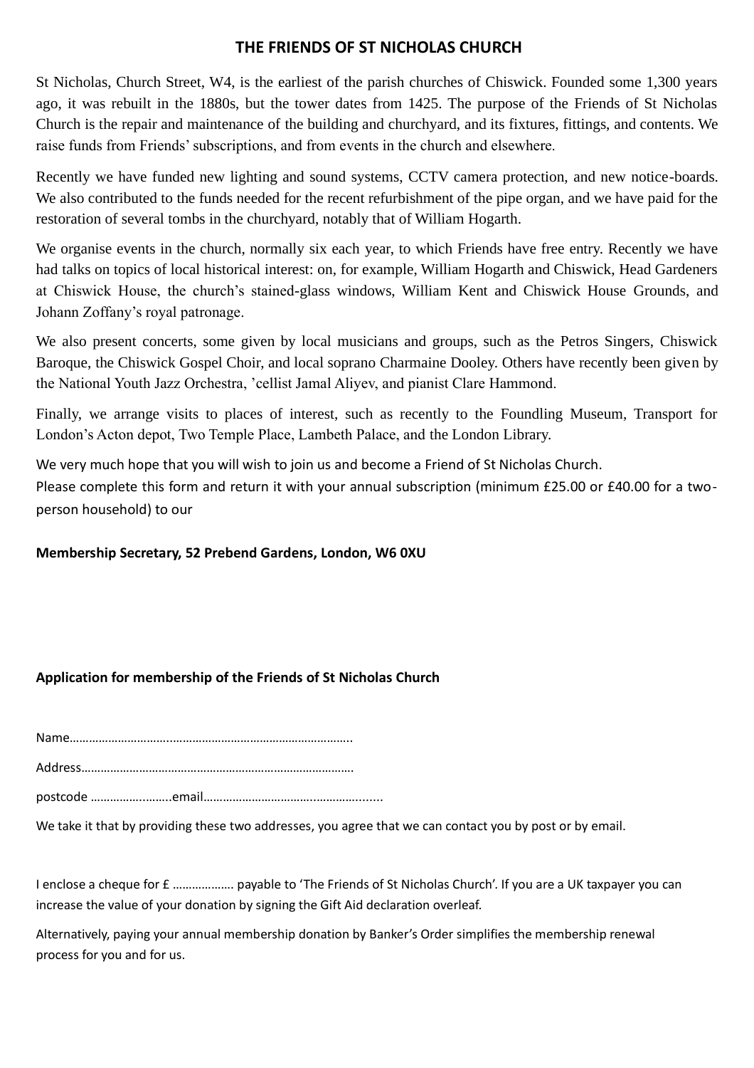# THE FRIENDS OF ST NICHOLAS CHURCH

St Nicholas, Church Street, W4, is the earliest of the parish churches of Chiswick. Founded some 1,300 years ago, it was rebuilt in the 1880s, but the tower dates from 1425. The purpose of the Friends of St Nicholas Church is the repair and maintenance of the building and churchyard, and its fixtures, fittings, and contents. We raise funds from Friends' subscriptions, and from events in the church and elsewhere.

Recently we have funded new lighting and sound systems, CCTV camera protection, and new notice-boards. We also contributed to the funds needed for the recent refurbishment of the pipe organ, and we have paid for the restoration of several tombs in the churchyard, notably that of William Hogarth.

We organise events in the church, normally six each year, to which Friends have free entry. Recently we have had talks on topics of local historical interest: on, for example, William Hogarth and Chiswick, Head Gardeners at Chiswick House, the church's stained-glass windows, William Kent and Chiswick House Grounds, and Johann Zoffany's royal patronage.

We also present concerts, some given by local musicians and groups, such as the Petros Singers, Chiswick Baroque, the Chiswick Gospel Choir, and local soprano Charmaine Dooley. Others have recently been given by the National Youth Jazz Orchestra, 'cellist Jamal Aliyev, and pianist Clare Hammond.

Finally, we arrange visits to places of interest, such as recently to the Foundling Museum, Transport for London's Acton depot, Two Temple Place, Lambeth Palace, and the London Library.

We very much hope that you will wish to join us and become a Friend of St Nicholas Church.
Please complete this form and return it with your annual subscription (minimum £25.00 or £40.00 for a two-person household) to our

**Membership Secretary, 52 Prebend Gardens, London, W6 0XU**

**Application for membership of the Friends of St Nicholas Church**

Name……………………………………………………………………………..

Address…………………………………………………………………………

postcode …………..……..email……………………………..……………........

We take it that by providing these two addresses, you agree that we can contact you by post or by email.

I enclose a cheque for £ ………………. payable to 'The Friends of St Nicholas Church'. If you are a UK taxpayer you can increase the value of your donation by signing the Gift Aid declaration overleaf.

Alternatively, paying your annual membership donation by Banker's Order simplifies the membership renewal process for you and for us.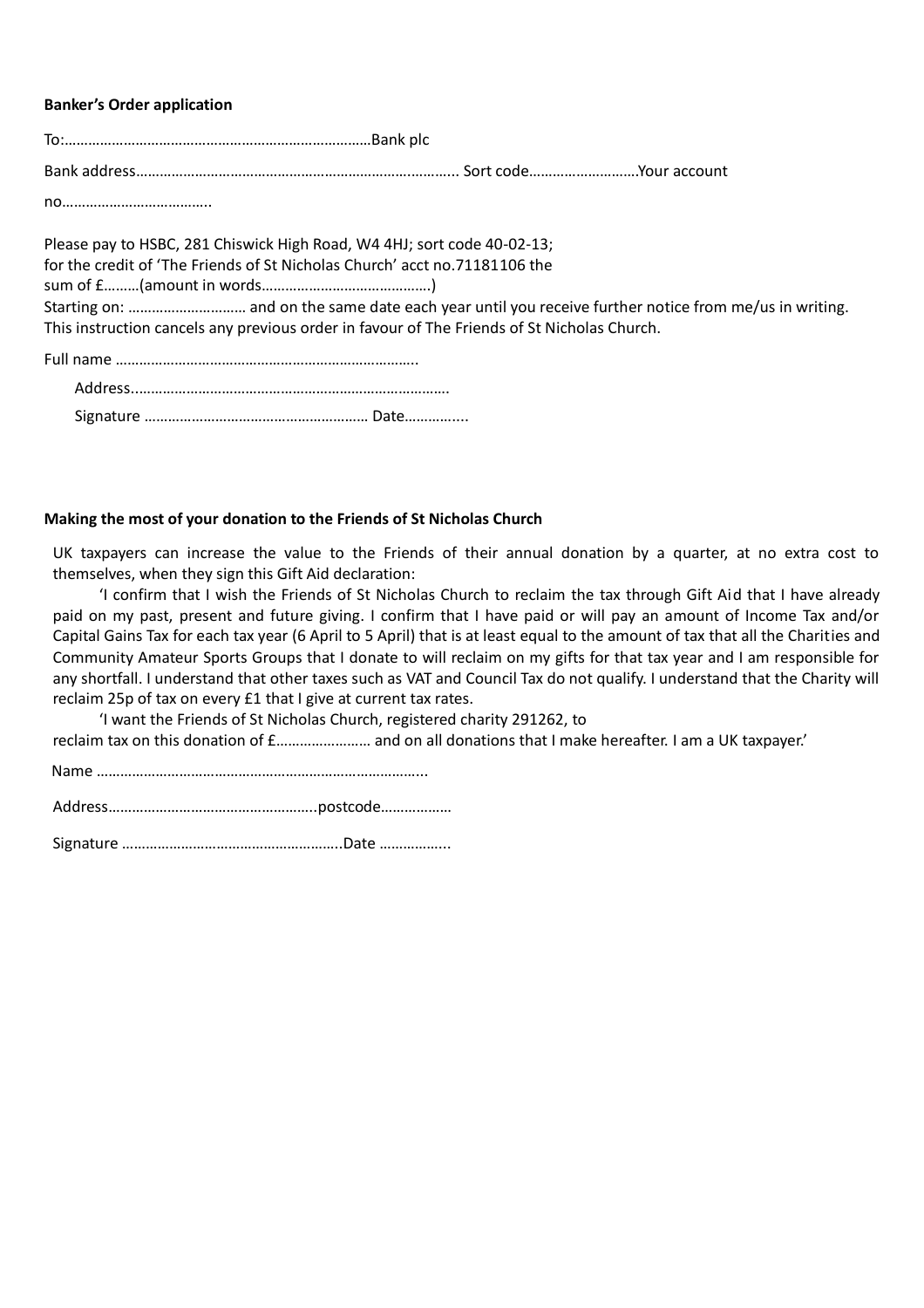**Banker's Order application**

To:……………………………………………………………………Bank plc

Bank address……………………………………………………………………... Sort code………………………Your account no………………………………..

Please pay to HSBC, 281 Chiswick High Road, W4 4HJ; sort code 40-02-13;
for the credit of 'The Friends of St Nicholas Church' acct no.71181106 the
sum of £………(amount in words……………………………………)
Starting on: ………………………… and on the same date each year until you receive further notice from me/us in writing.
This instruction cancels any previous order in favour of The Friends of St Nicholas Church.

Full name …………………………………………………………………..

Address.........................................................................

Signature ………………………………………………… Date…………....

**Making the most of your donation to the Friends of St Nicholas Church**

UK taxpayers can increase the value to the Friends of their annual donation by a quarter, at no extra cost to themselves, when they sign this Gift Aid declaration:

'I confirm that I wish the Friends of St Nicholas Church to reclaim the tax through Gift Aid that I have already paid on my past, present and future giving. I confirm that I have paid or will pay an amount of Income Tax and/or Capital Gains Tax for each tax year (6 April to 5 April) that is at least equal to the amount of tax that all the Charities and Community Amateur Sports Groups that I donate to will reclaim on my gifts for that tax year and I am responsible for any shortfall. I understand that other taxes such as VAT and Council Tax do not qualify. I understand that the Charity will reclaim 25p of tax on every £1 that I give at current tax rates.

'I want the Friends of St Nicholas Church, registered charity 291262, to
reclaim tax on this donation of £…………………… and on all donations that I make hereafter. I am a UK taxpayer.'

Name ………………………………………………………………………...

Address……………………………………………..postcode………………

Signature ………………………………………………..Date ……………...